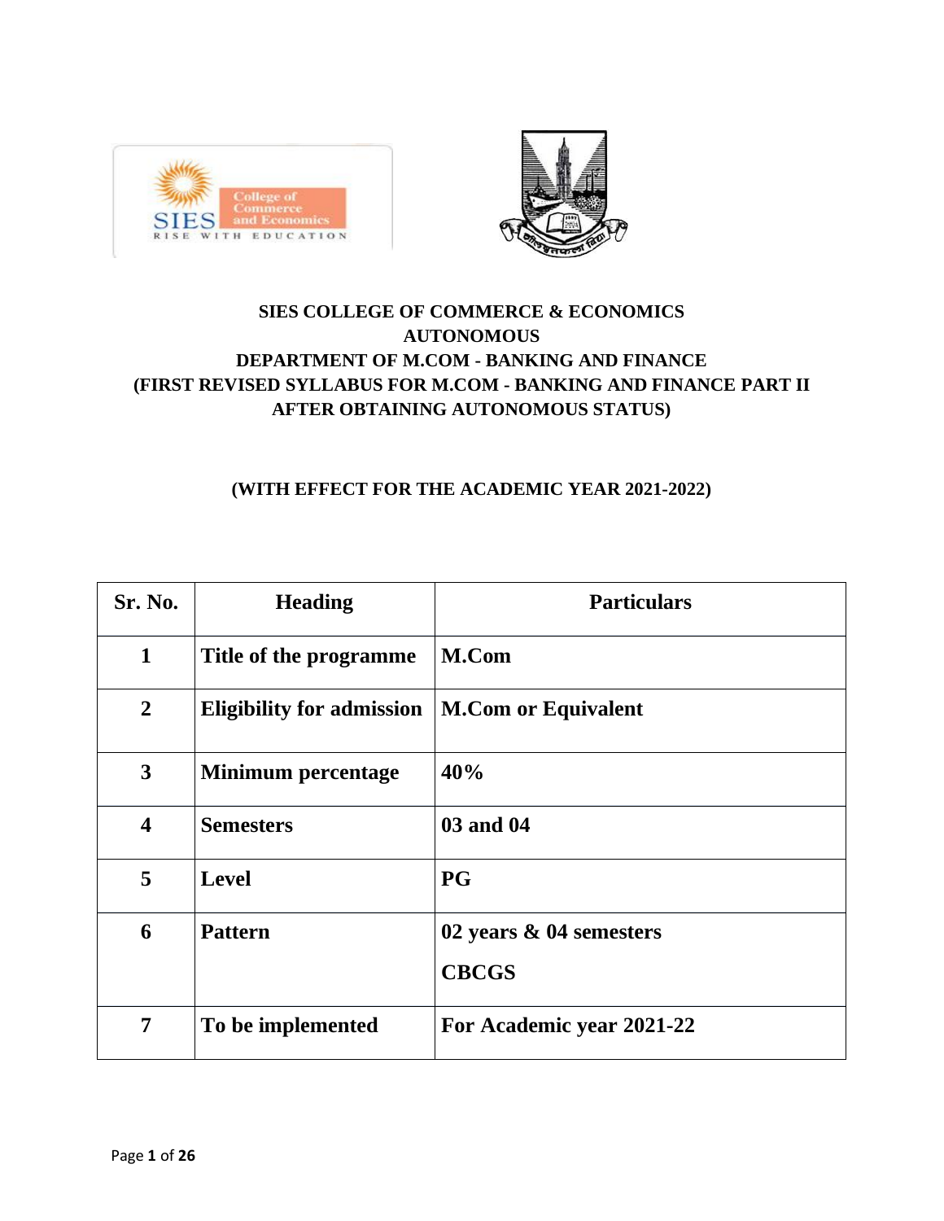**SIES COLLEGE OF COMMERCE & ECONOMICS**
**AUTONOMOUS**
**DEPARTMENT OF M.COM - BANKING AND FINANCE**
**(FIRST REVISED SYLLABUS FOR M.COM - BANKING AND FINANCE PART II AFTER OBTAINING AUTONOMOUS STATUS)**

**(WITH EFFECT FOR THE ACADEMIC YEAR 2021-2022)**

| Sr. No. | Heading | Particulars |
|---|---|---|
| 1 | Title of the programme | M.Com |
| 2 | Eligibility for admission | M.Com or Equivalent |
| 3 | Minimum percentage | 40% |
| 4 | Semesters | 03 and 04 |
| 5 | Level | PG |
| 6 | Pattern | 02 years & 04 semesters CBCGS |
| 7 | To be implemented | For Academic year 2021-22 |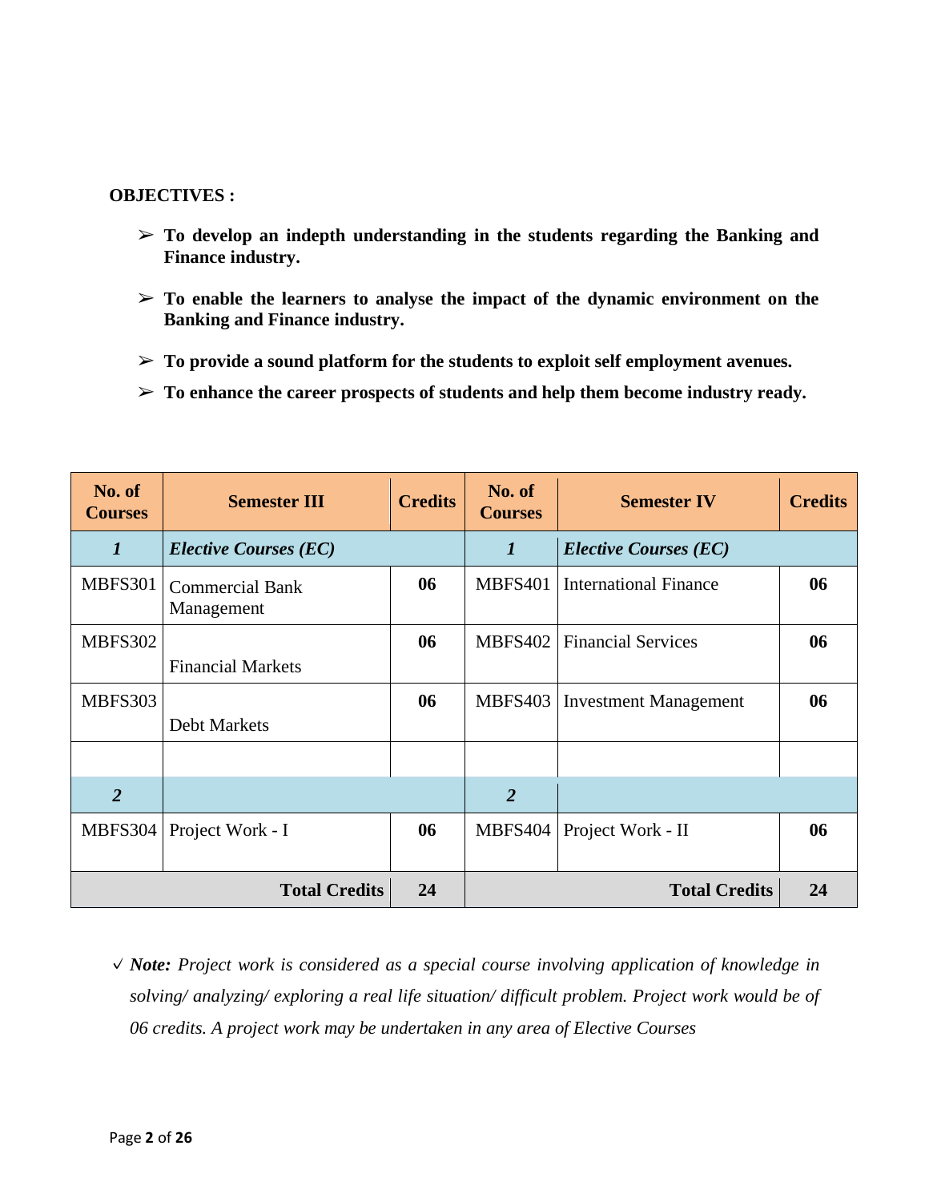**OBJECTIVES :**

- **To develop an indepth understanding in the students regarding the Banking and Finance industry.**
- **To enable the learners to analyse the impact of the dynamic environment on the Banking and Finance industry.**
- **To provide a sound platform for the students to exploit self employment avenues.**
- **To enhance the career prospects of students and help them become industry ready.**

| No. of Courses | Semester III | Credits | No. of Courses | Semester IV | Credits |
|---|---|---|---|---|---|
| ***1*** | ***Elective Courses (EC)*** | | ***1*** | ***Elective Courses (EC)*** | |
| MBFS301 | Commercial Bank Management | **06** | MBFS401 | International Finance | **06** |
| MBFS302 | Financial Markets | **06** | MBFS402 | Financial Services | **06** |
| MBFS303 | Debt Markets | **06** | MBFS403 | Investment Management | **06** |
| | | | | | |
| ***2*** | | | ***2*** | | |
| MBFS304 | Project Work - I | **06** | MBFS404 | Project Work - II | **06** |
| | **Total Credits** | **24** | | **Total Credits** | **24** |

✓ ***Note:*** *Project work is considered as a special course involving application of knowledge in solving/ analyzing/ exploring a real life situation/ difficult problem. Project work would be of 06 credits. A project work may be undertaken in any area of Elective Courses*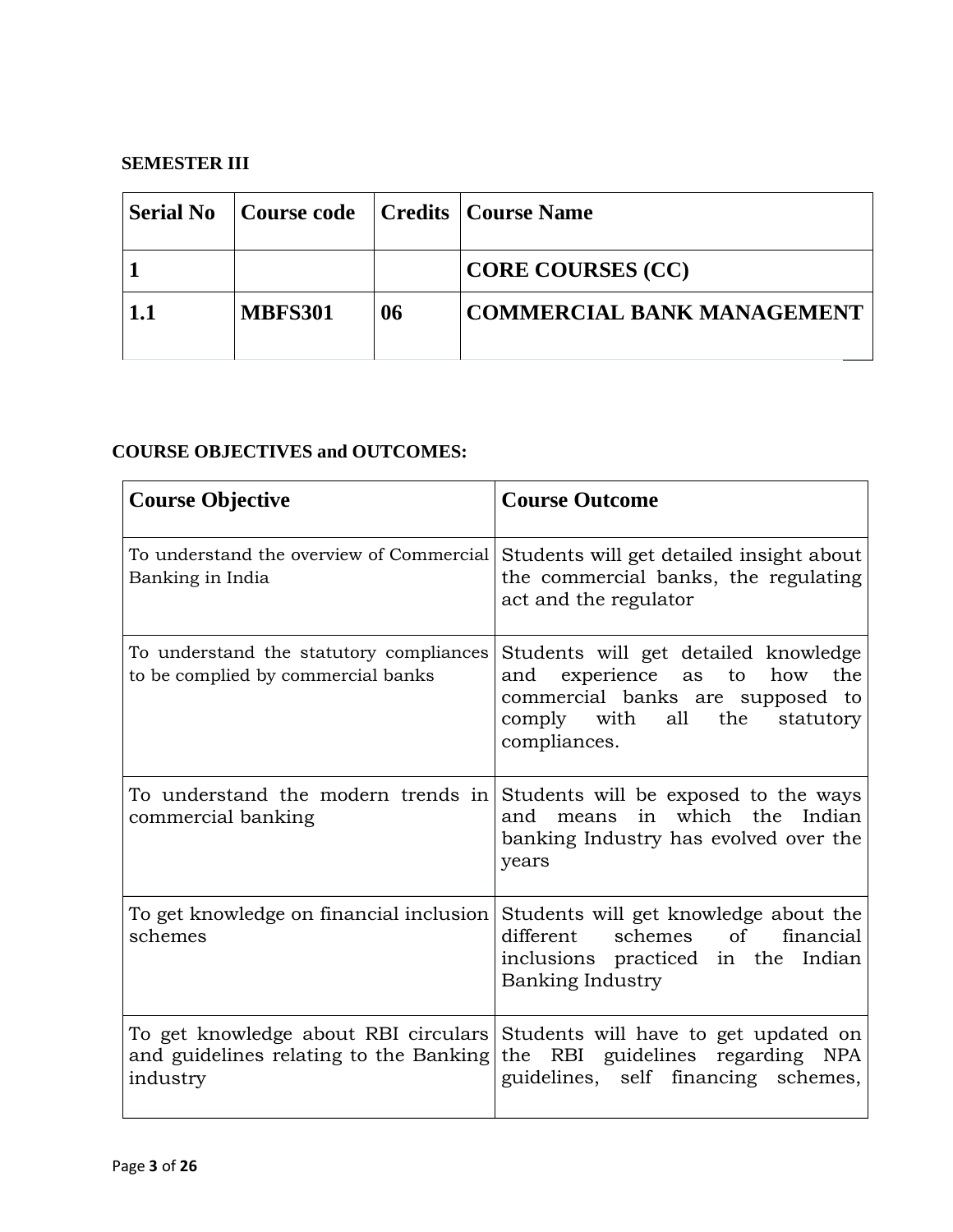**SEMESTER III**

| Serial No | Course code | Credits | Course Name |
|---|---|---|---|
| 1 | | | CORE COURSES (CC) |
| 1.1 | MBFS301 | 06 | COMMERCIAL BANK MANAGEMENT |

**COURSE OBJECTIVES and OUTCOMES:**

| Course Objective | Course Outcome |
|---|---|
| To understand the overview of Commercial Banking in India | Students will get detailed insight about the commercial banks, the regulating act and the regulator |
| To understand the statutory compliances to be complied by commercial banks | Students will get detailed knowledge and experience as to how the commercial banks are supposed to comply with all the statutory compliances. |
| To understand the modern trends in commercial banking | Students will be exposed to the ways and means in which the Indian banking Industry has evolved over the years |
| To get knowledge on financial inclusion schemes | Students will get knowledge about the different schemes of financial inclusions practiced in the Indian Banking Industry |
| To get knowledge about RBI circulars and guidelines relating to the Banking industry | Students will have to get updated on the RBI guidelines regarding NPA guidelines, self financing schemes, |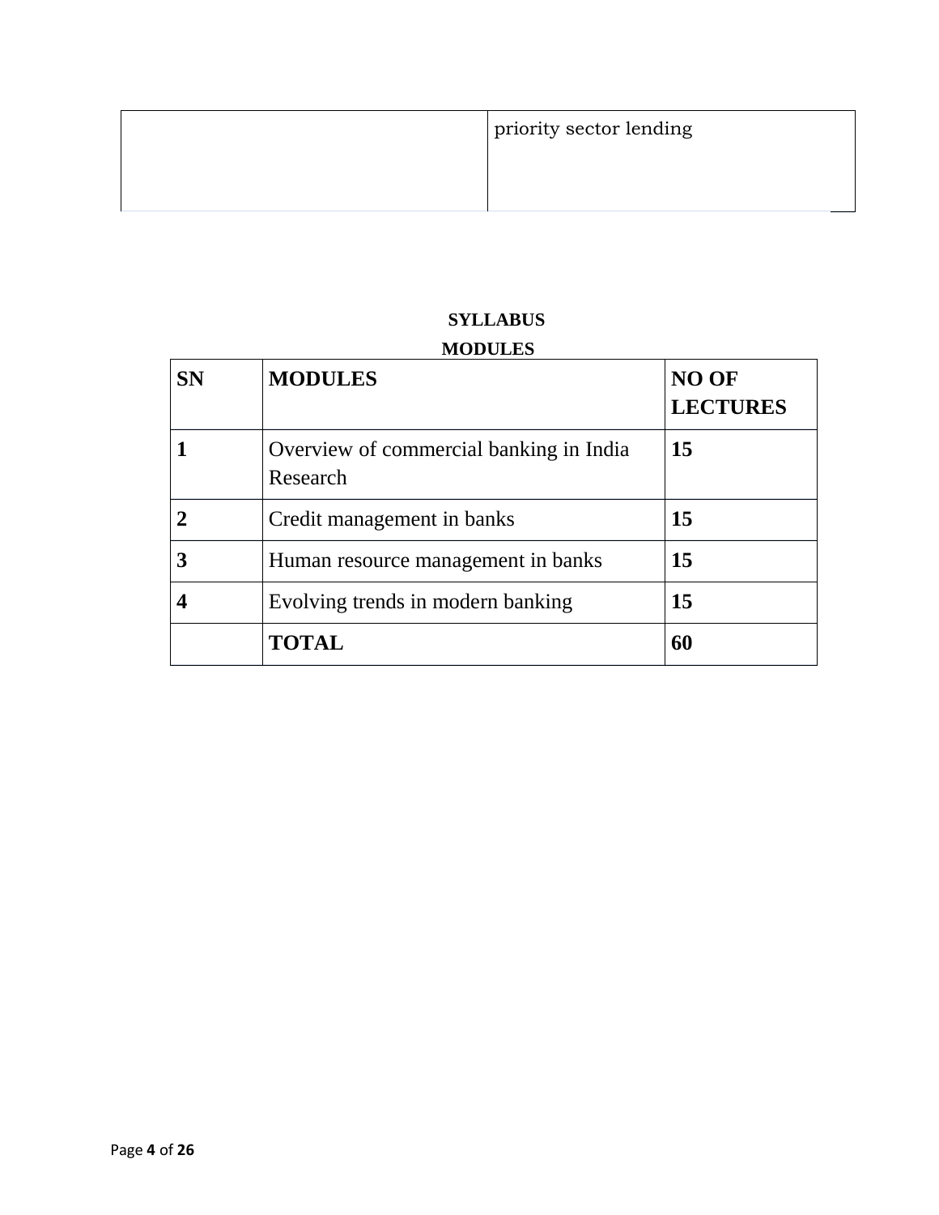| | priority sector lending |
|---|---|

**SYLLABUS**

**MODULES**

| SN | MODULES | NO OF LECTURES |
|---|---|---|
| **1** | Overview of commercial banking in India Research | **15** |
| **2** | Credit management in banks | **15** |
| **3** | Human resource management in banks | **15** |
| **4** | Evolving trends in modern banking | **15** |
| | **TOTAL** | **60** |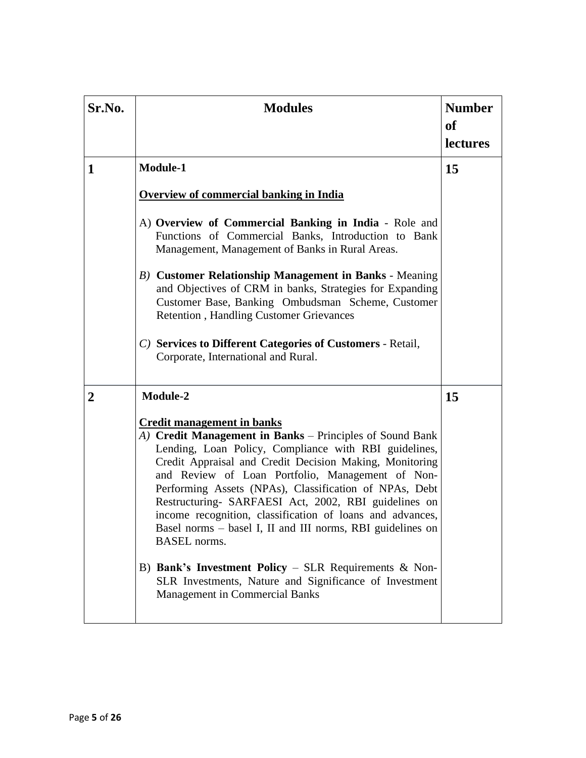| Sr.No. | Modules | Number of lectures |
|---|---|---|
| **1** | **Module-1**<br><br>**<u>Overview of commercial banking in India</u>**<br><br>A) **Overview of Commercial Banking in India** - Role and Functions of Commercial Banks, Introduction to Bank Management, Management of Banks in Rural Areas.<br><br>*B)* **Customer Relationship Management in Banks** - Meaning and Objectives of CRM in banks, Strategies for Expanding Customer Base, Banking Ombudsman Scheme, Customer Retention , Handling Customer Grievances<br><br>*C)* **Services to Different Categories of Customers** - Retail, Corporate, International and Rural. | **15** |
| **2** | **Module-2**<br><br>**<u>Credit management in banks</u>**<br>*A)* **Credit Management in Banks** – Principles of Sound Bank Lending, Loan Policy, Compliance with RBI guidelines, Credit Appraisal and Credit Decision Making, Monitoring and Review of Loan Portfolio, Management of Non-Performing Assets (NPAs), Classification of NPAs, Debt Restructuring- SARFAESI Act, 2002, RBI guidelines on income recognition, classification of loans and advances, Basel norms – basel I, II and III norms, RBI guidelines on BASEL norms.<br><br>B) **Bank's Investment Policy** – SLR Requirements & Non-SLR Investments, Nature and Significance of Investment Management in Commercial Banks | **15** |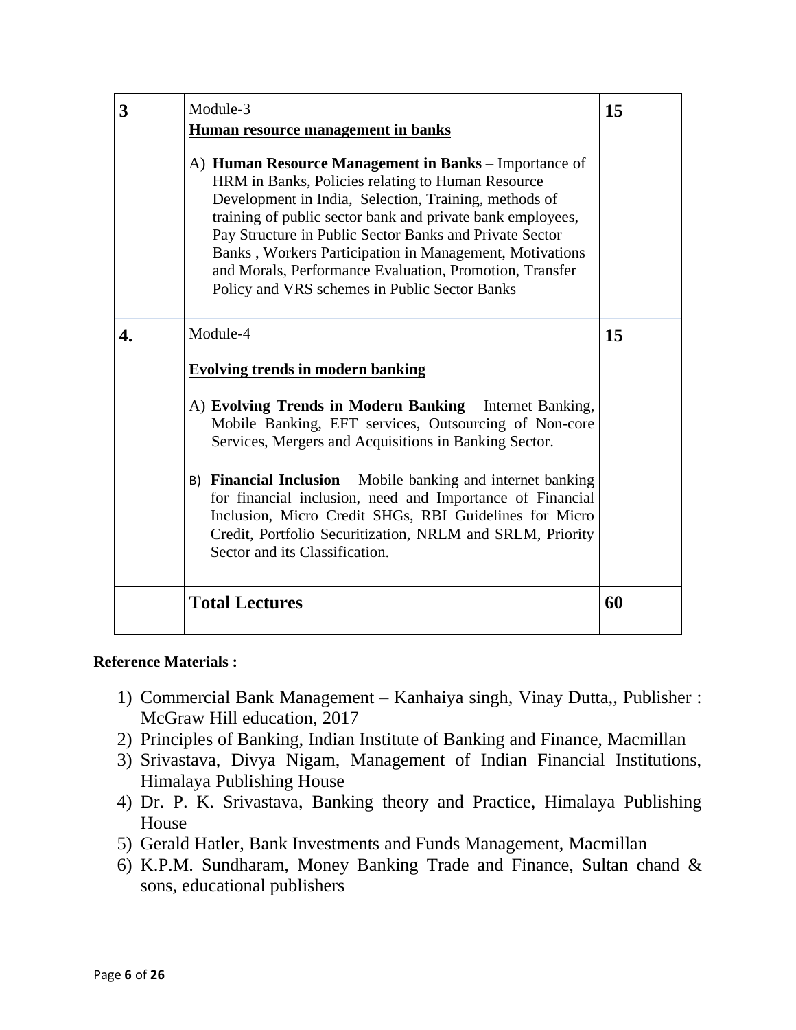| | | |
|---|---|---|
| **3** | Module-3<br>**Human resource management in banks**<br><br>A) **Human Resource Management in Banks** – Importance of HRM in Banks, Policies relating to Human Resource Development in India, Selection, Training, methods of training of public sector bank and private bank employees, Pay Structure in Public Sector Banks and Private Sector Banks , Workers Participation in Management, Motivations and Morals, Performance Evaluation, Promotion, Transfer Policy and VRS schemes in Public Sector Banks | **15** |
| **4.** | Module-4<br><br>**Evolving trends in modern banking**<br><br>A) **Evolving Trends in Modern Banking** – Internet Banking, Mobile Banking, EFT services, Outsourcing of Non-core Services, Mergers and Acquisitions in Banking Sector.<br><br>B) **Financial Inclusion** – Mobile banking and internet banking for financial inclusion, need and Importance of Financial Inclusion, Micro Credit SHGs, RBI Guidelines for Micro Credit, Portfolio Securitization, NRLM and SRLM, Priority Sector and its Classification. | **15** |
| | **Total Lectures** | **60** |

**Reference Materials :**

1) Commercial Bank Management – Kanhaiya singh, Vinay Dutta,, Publisher : McGraw Hill education, 2017
2) Principles of Banking, Indian Institute of Banking and Finance, Macmillan
3) Srivastava, Divya Nigam, Management of Indian Financial Institutions, Himalaya Publishing House
4) Dr. P. K. Srivastava, Banking theory and Practice, Himalaya Publishing House
5) Gerald Hatler, Bank Investments and Funds Management, Macmillan
6) K.P.M. Sundharam, Money Banking Trade and Finance, Sultan chand & sons, educational publishers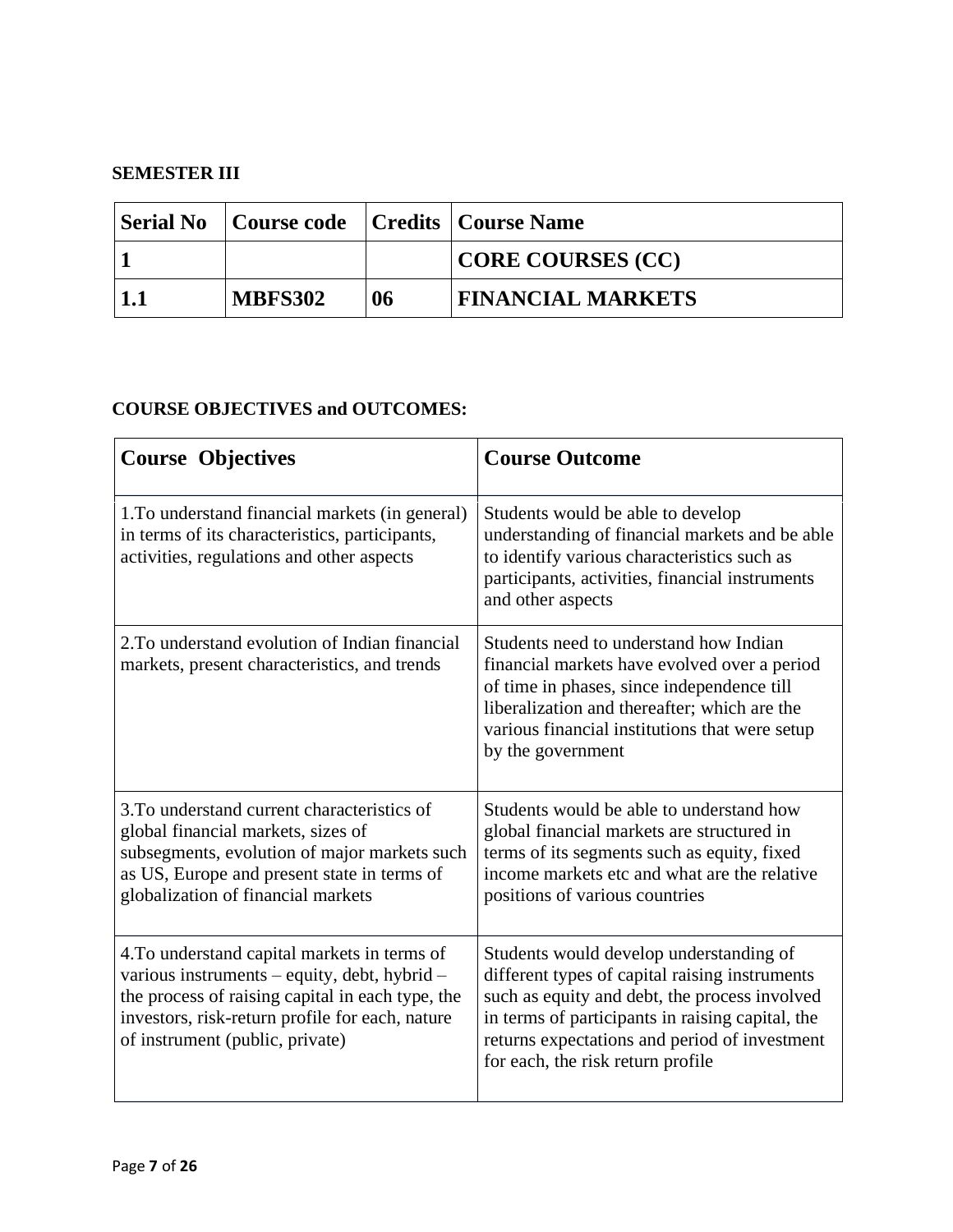**SEMESTER III**

| Serial No | Course code | Credits | Course Name |
| --- | --- | --- | --- |
| 1 | | | CORE COURSES (CC) |
| 1.1 | MBFS302 | 06 | FINANCIAL MARKETS |

**COURSE OBJECTIVES and OUTCOMES:**

| Course Objectives | Course Outcome |
| --- | --- |
| 1.To understand financial markets (in general) in terms of its characteristics, participants, activities, regulations and other aspects | Students would be able to develop understanding of financial markets and be able to identify various characteristics such as participants, activities, financial instruments and other aspects |
| 2.To understand evolution of Indian financial markets, present characteristics, and trends | Students need to understand how Indian financial markets have evolved over a period of time in phases, since independence till liberalization and thereafter; which are the various financial institutions that were setup by the government |
| 3.To understand current characteristics of global financial markets, sizes of subsegments, evolution of major markets such as US, Europe and present state in terms of globalization of financial markets | Students would be able to understand how global financial markets are structured in terms of its segments such as equity, fixed income markets etc and what are the relative positions of various countries |
| 4.To understand capital markets in terms of various instruments – equity, debt, hybrid – the process of raising capital in each type, the investors, risk-return profile for each, nature of instrument (public, private) | Students would develop understanding of different types of capital raising instruments such as equity and debt, the process involved in terms of participants in raising capital, the returns expectations and period of investment for each, the risk return profile |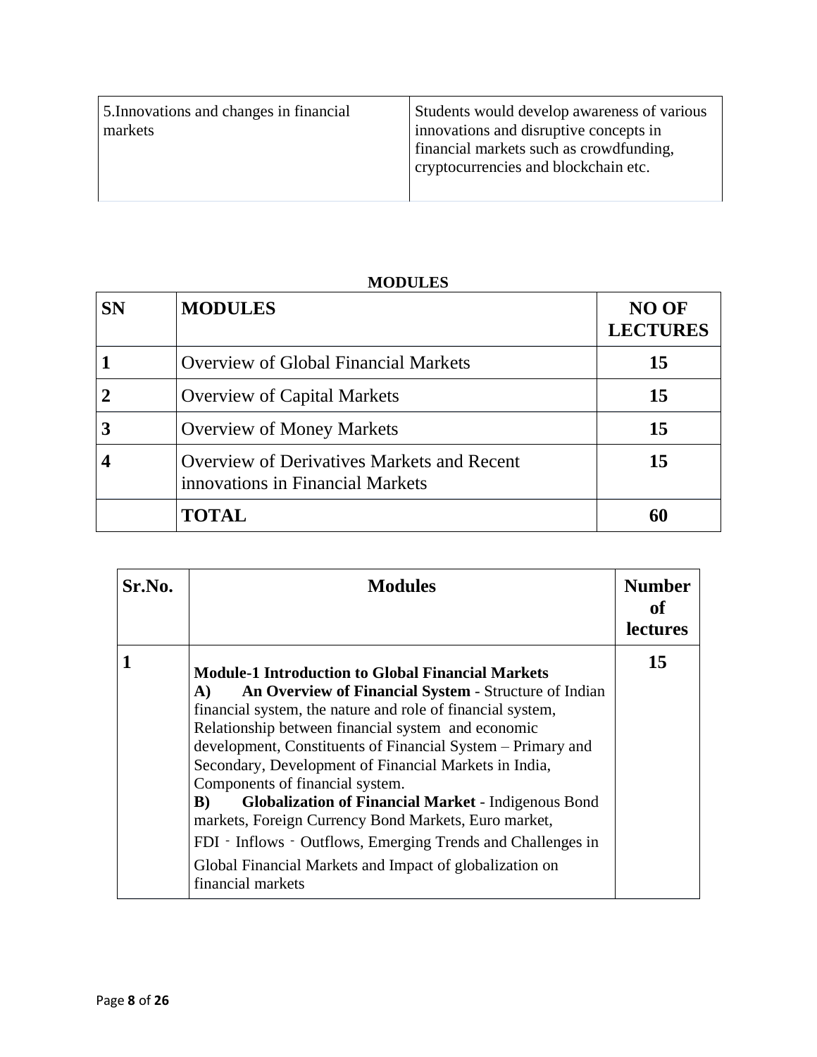| 5.Innovations and changes in financial markets | Students would develop awareness of various innovations and disruptive concepts in financial markets such as crowdfunding, cryptocurrencies and blockchain etc. |
| --- | --- |

**MODULES**

| SN | MODULES | NO OF LECTURES |
| --- | --- | --- |
| 1 | Overview of Global Financial Markets | 15 |
| 2 | Overview of Capital Markets | 15 |
| 3 | Overview of Money Markets | 15 |
| 4 | Overview of Derivatives Markets and Recent innovations in Financial Markets | 15 |
| | **TOTAL** | **60** |

| Sr.No. | Modules | Number of lectures |
| --- | --- | --- |
| 1 | **Module-1 Introduction to Global Financial Markets**<br>**A) An Overview of Financial System** - Structure of Indian financial system, the nature and role of financial system, Relationship between financial system and economic development, Constituents of Financial System – Primary and Secondary, Development of Financial Markets in India, Components of financial system.<br>**B) Globalization of Financial Market** - Indigenous Bond markets, Foreign Currency Bond Markets, Euro market, FDI - Inflows - Outflows, Emerging Trends and Challenges in Global Financial Markets and Impact of globalization on financial markets | 15 |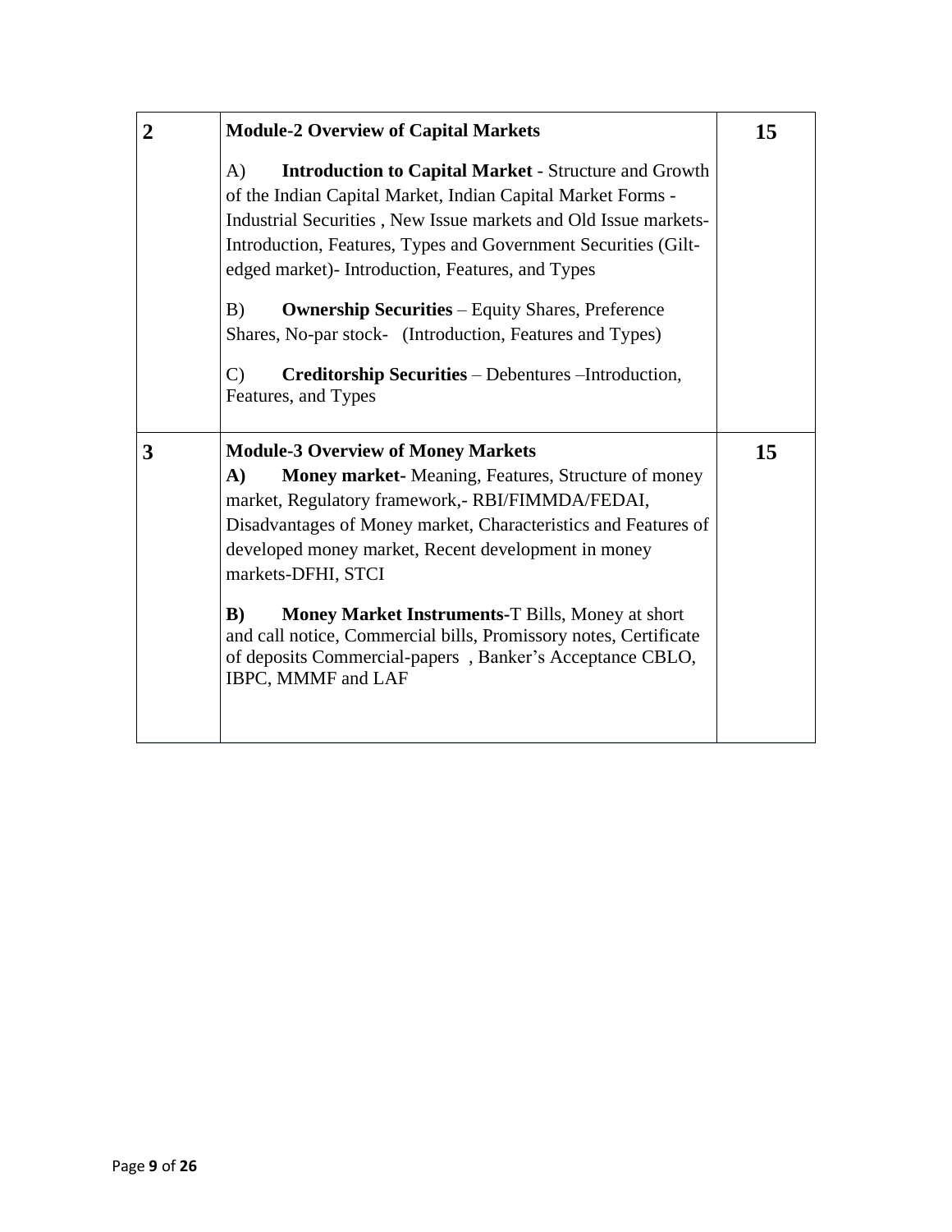| | | |
|---|---|---|
| **2** | **Module-2 Overview of Capital Markets**<br><br>A) **Introduction to Capital Market** - Structure and Growth of the Indian Capital Market, Indian Capital Market Forms - Industrial Securities , New Issue markets and Old Issue markets- Introduction, Features, Types and Government Securities (Gilt-edged market)- Introduction, Features, and Types<br><br>B) **Ownership Securities** – Equity Shares, Preference Shares, No-par stock- (Introduction, Features and Types)<br><br>C) **Creditorship Securities** – Debentures –Introduction, Features, and Types | **15** |
| **3** | **Module-3 Overview of Money Markets**<br>**A) Money market**- Meaning, Features, Structure of money market, Regulatory framework,- RBI/FIMMDA/FEDAI, Disadvantages of Money market, Characteristics and Features of developed money market, Recent development in money markets-DFHI, STCI<br><br>**B) Money Market Instruments**-T Bills, Money at short and call notice, Commercial bills, Promissory notes, Certificate of deposits Commercial-papers , Banker's Acceptance CBLO, IBPC, MMMF and LAF | **15** |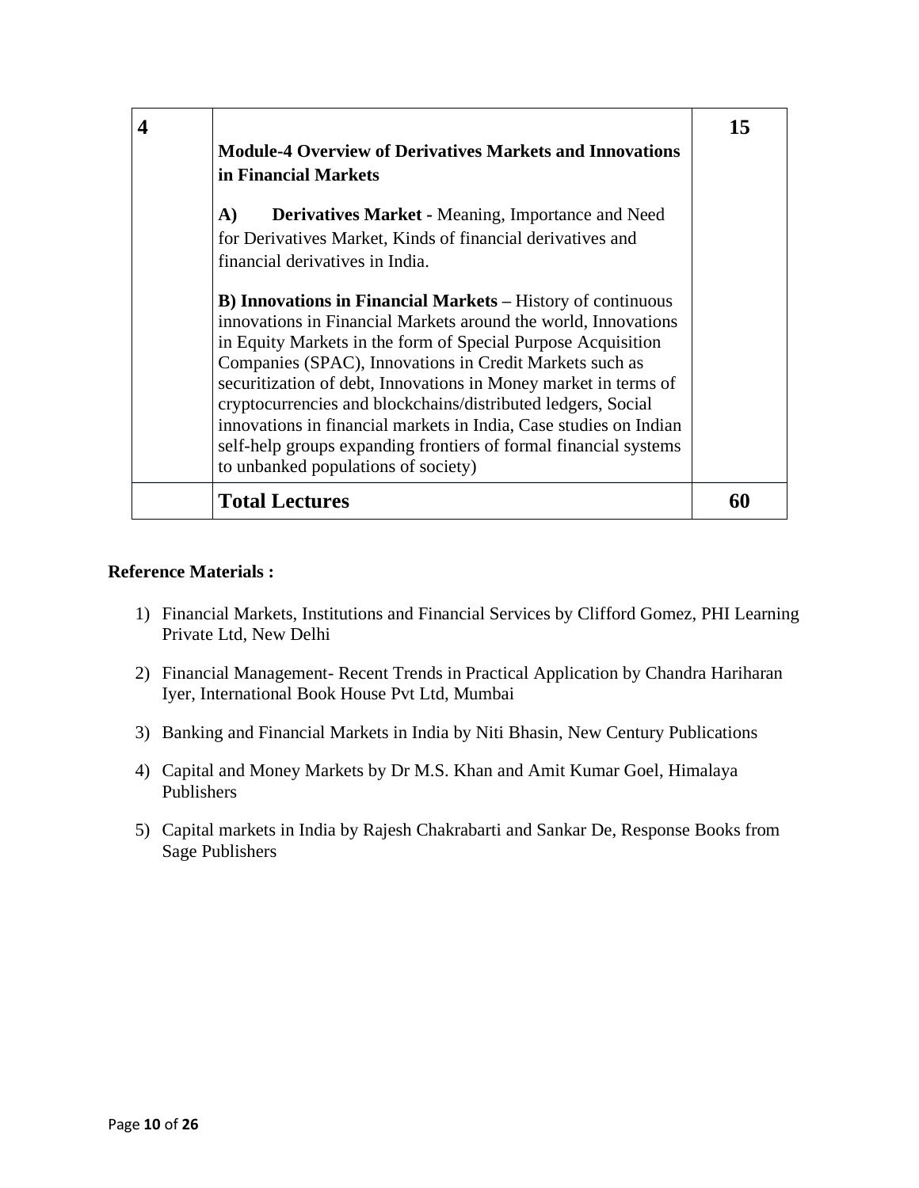| | | |
|---|---|---|
| **4** | **Module-4 Overview of Derivatives Markets and Innovations in Financial Markets**<br><br>**A) Derivatives Market -** Meaning, Importance and Need for Derivatives Market, Kinds of financial derivatives and financial derivatives in India.<br><br>**B) Innovations in Financial Markets –** History of continuous innovations in Financial Markets around the world, Innovations in Equity Markets in the form of Special Purpose Acquisition Companies (SPAC), Innovations in Credit Markets such as securitization of debt, Innovations in Money market in terms of cryptocurrencies and blockchains/distributed ledgers, Social innovations in financial markets in India, Case studies on Indian self-help groups expanding frontiers of formal financial systems to unbanked populations of society) | **15** |
| | **Total Lectures** | **60** |

**Reference Materials :**

1) Financial Markets, Institutions and Financial Services by Clifford Gomez, PHI Learning Private Ltd, New Delhi
2) Financial Management- Recent Trends in Practical Application by Chandra Hariharan Iyer, International Book House Pvt Ltd, Mumbai
3) Banking and Financial Markets in India by Niti Bhasin, New Century Publications
4) Capital and Money Markets by Dr M.S. Khan and Amit Kumar Goel, Himalaya Publishers
5) Capital markets in India by Rajesh Chakrabarti and Sankar De, Response Books from Sage Publishers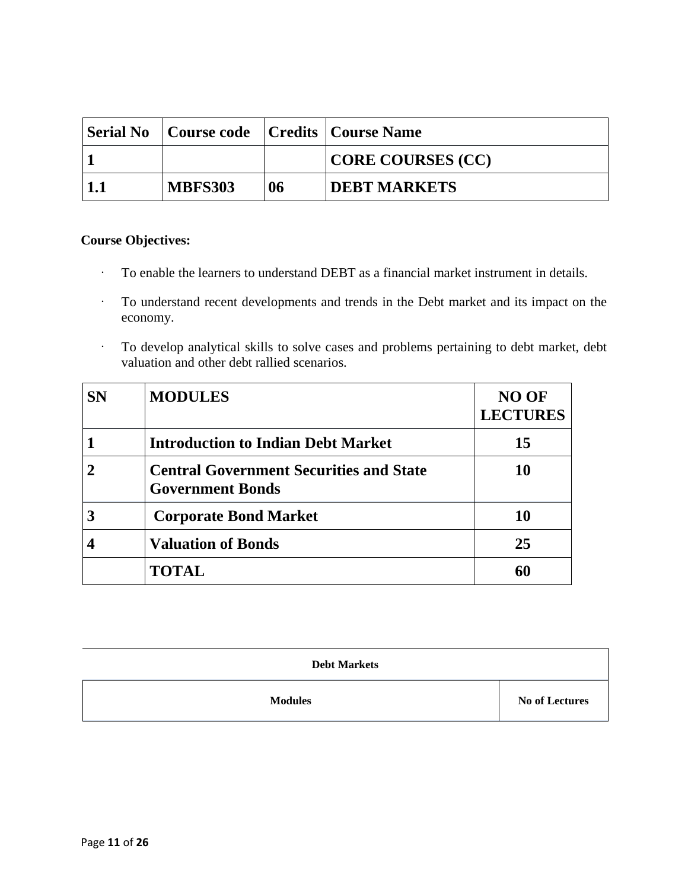| Serial No | Course code | Credits | Course Name |
|---|---|---|---|
| **1** | | | **CORE COURSES (CC)** |
| **1.1** | **MBFS303** | **06** | **DEBT MARKETS** |

**Course Objectives:**

- To enable the learners to understand DEBT as a financial market instrument in details.
- To understand recent developments and trends in the Debt market and its impact on the economy.
- To develop analytical skills to solve cases and problems pertaining to debt market, debt valuation and other debt rallied scenarios.

| SN | MODULES | NO OF LECTURES |
|---|---|---|
| **1** | **Introduction to Indian Debt Market** | **15** |
| **2** | **Central Government Securities and State Government Bonds** | **10** |
| **3** | **Corporate Bond Market** | **10** |
| **4** | **Valuation of Bonds** | **25** |
| | **TOTAL** | **60** |

| **Debt Markets** | |
|---|---|
| **Modules** | **No of Lectures** |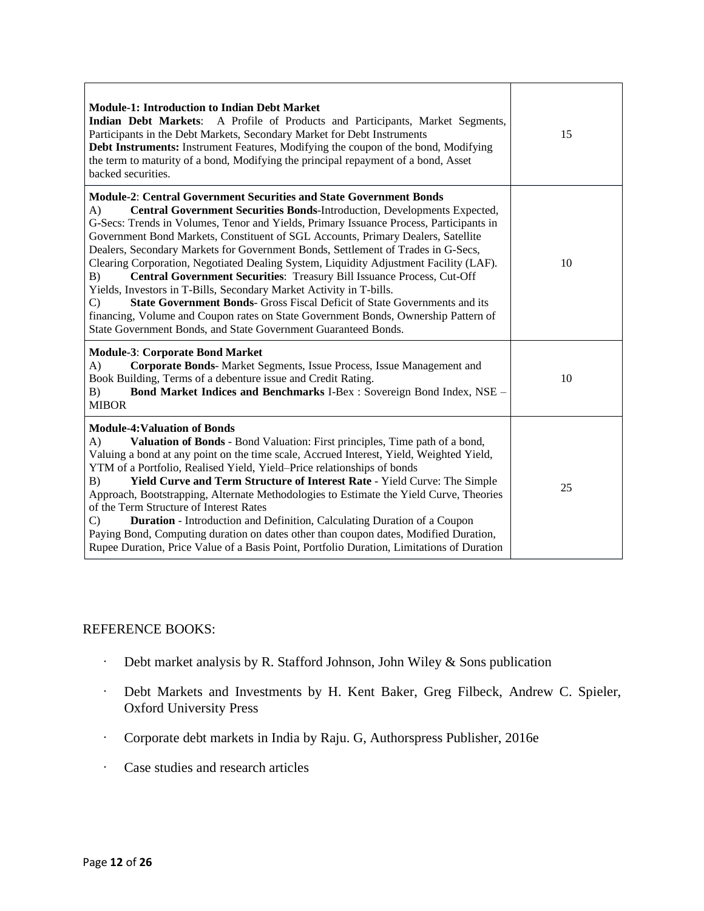| | |
|---|---|
| **Module-1: Introduction to Indian Debt Market**<br>**Indian Debt Markets**: A Profile of Products and Participants, Market Segments, Participants in the Debt Markets, Secondary Market for Debt Instruments<br>**Debt Instruments:** Instrument Features, Modifying the coupon of the bond, Modifying the term to maturity of a bond, Modifying the principal repayment of a bond, Asset backed securities. | 15 |
| **Module-2**: **Central Government Securities and State Government Bonds**<br>A) **Central Government Securities Bonds**-Introduction, Developments Expected, G-Secs: Trends in Volumes, Tenor and Yields, Primary Issuance Process, Participants in Government Bond Markets, Constituent of SGL Accounts, Primary Dealers, Satellite Dealers, Secondary Markets for Government Bonds, Settlement of Trades in G-Secs, Clearing Corporation, Negotiated Dealing System, Liquidity Adjustment Facility (LAF).<br>B) **Central Government Securities**: Treasury Bill Issuance Process, Cut-Off Yields, Investors in T-Bills, Secondary Market Activity in T-bills.<br>C) **State Government Bonds**- Gross Fiscal Deficit of State Governments and its financing, Volume and Coupon rates on State Government Bonds, Ownership Pattern of State Government Bonds, and State Government Guaranteed Bonds. | 10 |
| **Module-3**: **Corporate Bond Market**<br>A) **Corporate Bonds**- Market Segments, Issue Process, Issue Management and Book Building, Terms of a debenture issue and Credit Rating.<br>B) **Bond Market Indices and Benchmarks** I-Bex : Sovereign Bond Index, NSE – MIBOR | 10 |
| **Module-4:Valuation of Bonds**<br>A) **Valuation of Bonds** - Bond Valuation: First principles, Time path of a bond, Valuing a bond at any point on the time scale, Accrued Interest, Yield, Weighted Yield, YTM of a Portfolio, Realised Yield, Yield–Price relationships of bonds<br>B) **Yield Curve and Term Structure of Interest Rate** - Yield Curve: The Simple Approach, Bootstrapping, Alternate Methodologies to Estimate the Yield Curve, Theories of the Term Structure of Interest Rates<br>C) **Duration** - Introduction and Definition, Calculating Duration of a Coupon Paying Bond, Computing duration on dates other than coupon dates, Modified Duration, Rupee Duration, Price Value of a Basis Point, Portfolio Duration, Limitations of Duration | 25 |

REFERENCE BOOKS:

- Debt market analysis by R. Stafford Johnson, John Wiley & Sons publication
- Debt Markets and Investments by H. Kent Baker, Greg Filbeck, Andrew C. Spieler, Oxford University Press
- Corporate debt markets in India by Raju. G, Authorspress Publisher, 2016e
- Case studies and research articles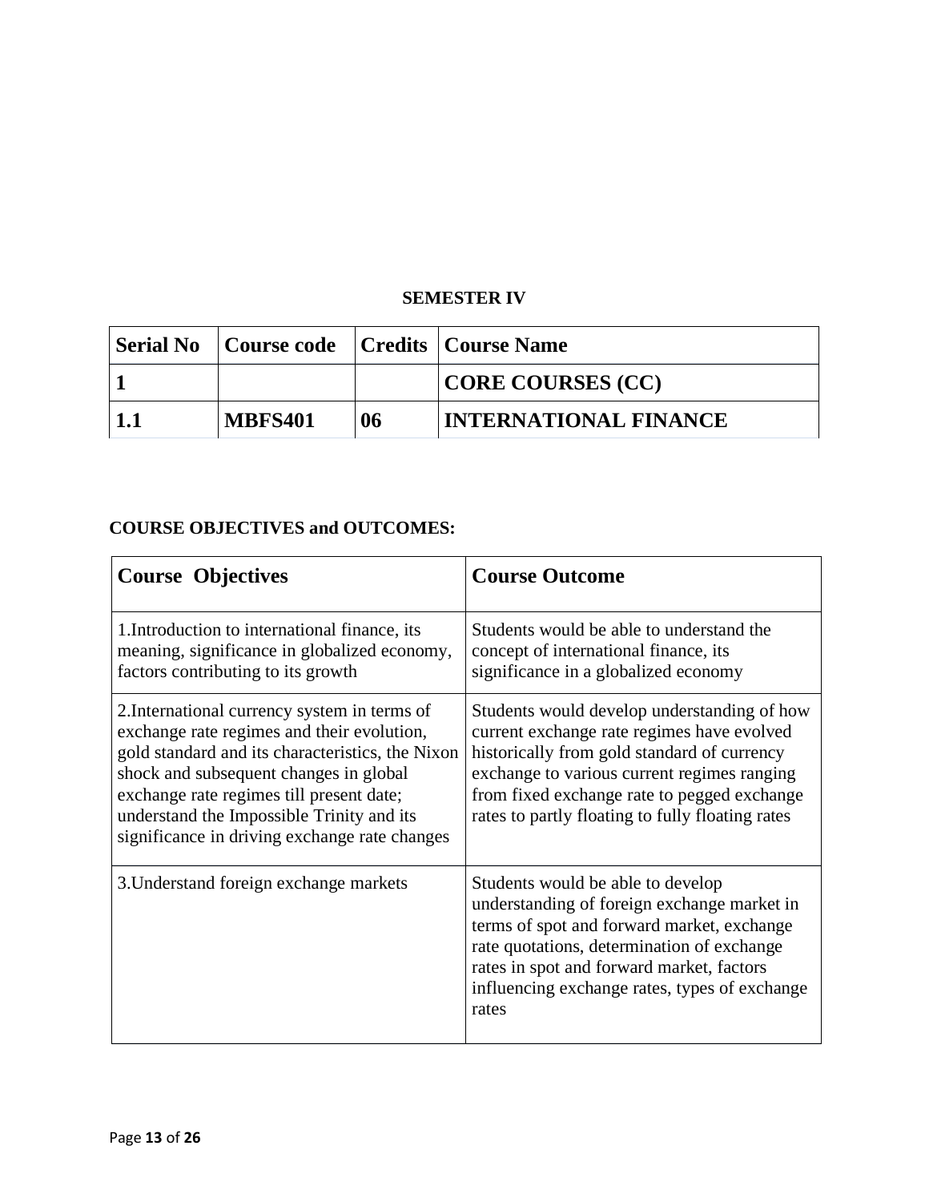## SEMESTER IV

| Serial No | Course code | Credits | Course Name |
|---|---|---|---|
| **1** | | | **CORE COURSES (CC)** |
| **1.1** | **MBFS401** | **06** | **INTERNATIONAL FINANCE** |

### COURSE OBJECTIVES and OUTCOMES:

| Course Objectives | Course Outcome |
|---|---|
| 1.Introduction to international finance, its meaning, significance in globalized economy, factors contributing to its growth | Students would be able to understand the concept of international finance, its significance in a globalized economy |
| 2.International currency system in terms of exchange rate regimes and their evolution, gold standard and its characteristics, the Nixon shock and subsequent changes in global exchange rate regimes till present date; understand the Impossible Trinity and its significance in driving exchange rate changes | Students would develop understanding of how current exchange rate regimes have evolved historically from gold standard of currency exchange to various current regimes ranging from fixed exchange rate to pegged exchange rates to partly floating to fully floating rates |
| 3.Understand foreign exchange markets | Students would be able to develop understanding of foreign exchange market in terms of spot and forward market, exchange rate quotations, determination of exchange rates in spot and forward market, factors influencing exchange rates, types of exchange rates |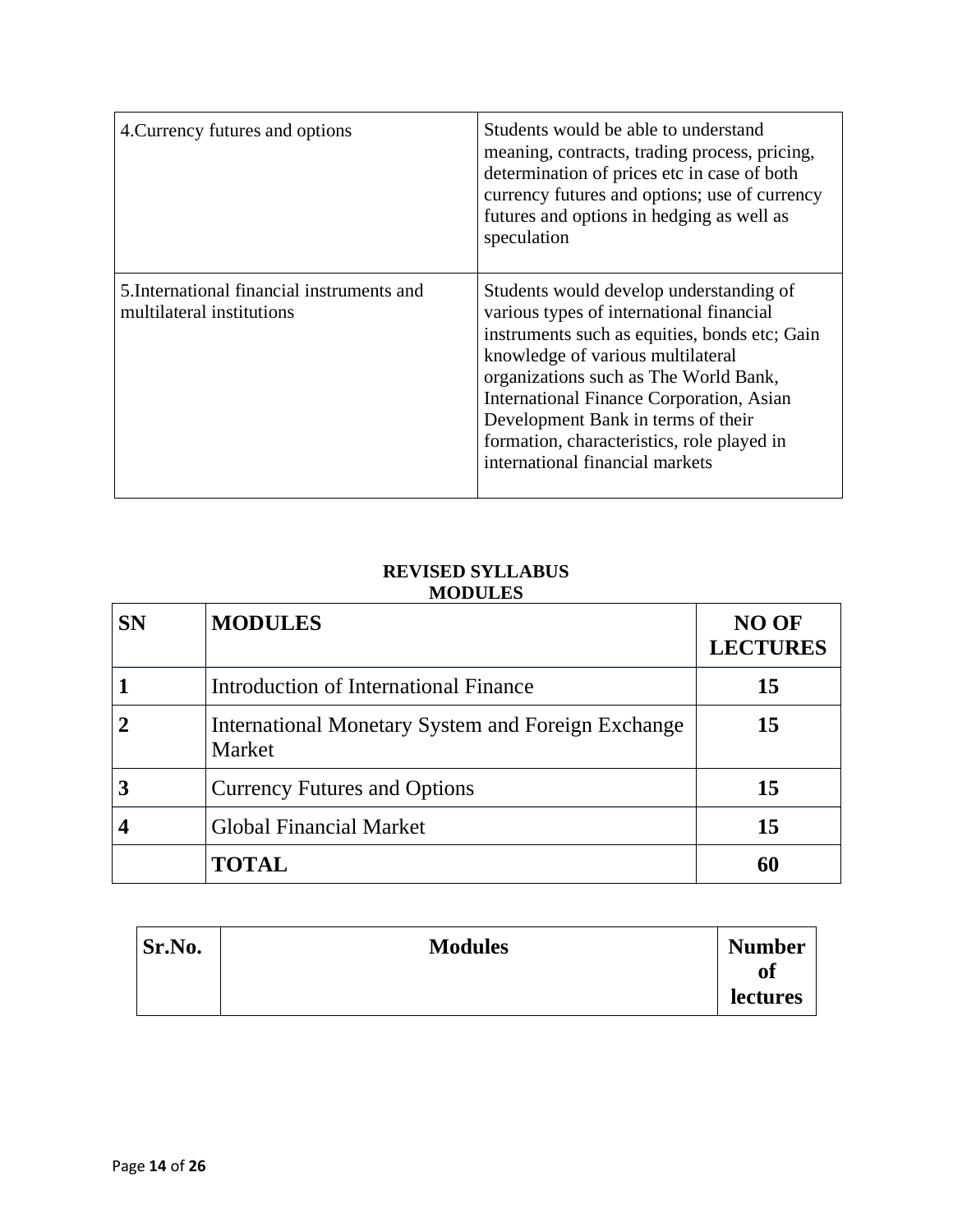| 4.Currency futures and options | Students would be able to understand meaning, contracts, trading process, pricing, determination of prices etc in case of both currency futures and options; use of currency futures and options in hedging as well as speculation |
|---|---|
| 5.International financial instruments and multilateral institutions | Students would develop understanding of various types of international financial instruments such as equities, bonds etc; Gain knowledge of various multilateral organizations such as The World Bank, International Finance Corporation, Asian Development Bank in terms of their formation, characteristics, role played in international financial markets |

**REVISED SYLLABUS**
**MODULES**

| SN | MODULES | NO OF LECTURES |
|---|---|---|
| 1 | Introduction of International Finance | 15 |
| 2 | International Monetary System and Foreign Exchange Market | 15 |
| 3 | Currency Futures and Options | 15 |
| 4 | Global Financial Market | 15 |
| | **TOTAL** | **60** |

| Sr.No. | Modules | Number of lectures |
|---|---|---|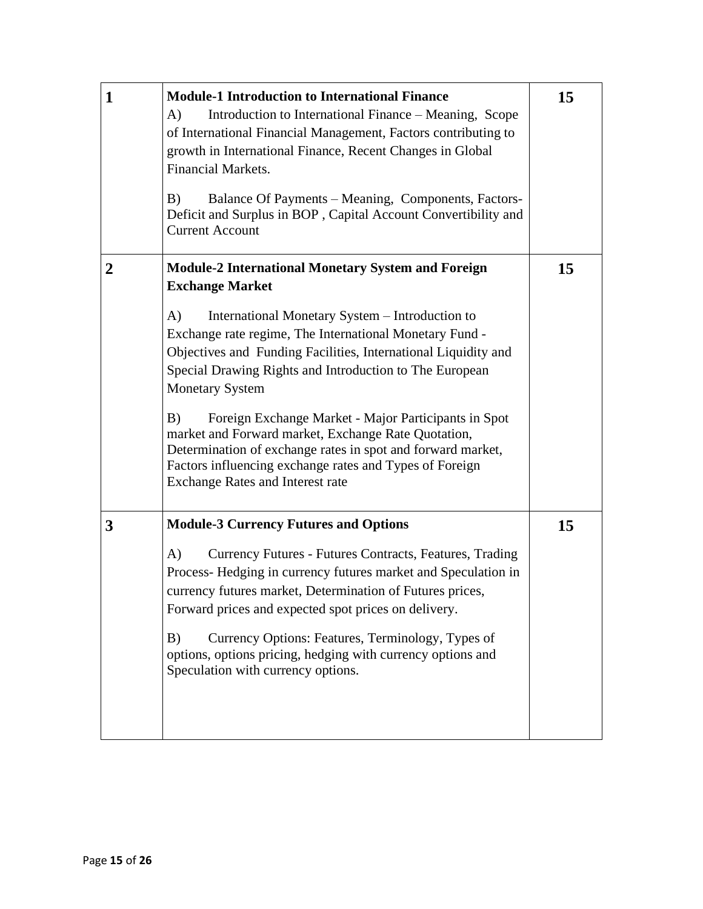| | | |
|---|---|---|
| **1** | **Module-1 Introduction to International Finance**<br>A) Introduction to International Finance – Meaning, Scope of International Financial Management, Factors contributing to growth in International Finance, Recent Changes in Global Financial Markets.<br><br>B) Balance Of Payments – Meaning, Components, Factors- Deficit and Surplus in BOP , Capital Account Convertibility and Current Account | **15** |
| **2** | **Module-2 International Monetary System and Foreign Exchange Market**<br><br>A) International Monetary System – Introduction to Exchange rate regime, The International Monetary Fund - Objectives and Funding Facilities, International Liquidity and Special Drawing Rights and Introduction to The European Monetary System<br><br>B) Foreign Exchange Market - Major Participants in Spot market and Forward market, Exchange Rate Quotation, Determination of exchange rates in spot and forward market, Factors influencing exchange rates and Types of Foreign Exchange Rates and Interest rate | **15** |
| **3** | **Module-3 Currency Futures and Options**<br><br>A) Currency Futures - Futures Contracts, Features, Trading Process- Hedging in currency futures market and Speculation in currency futures market, Determination of Futures prices, Forward prices and expected spot prices on delivery.<br><br>B) Currency Options: Features, Terminology, Types of options, options pricing, hedging with currency options and Speculation with currency options. | **15** |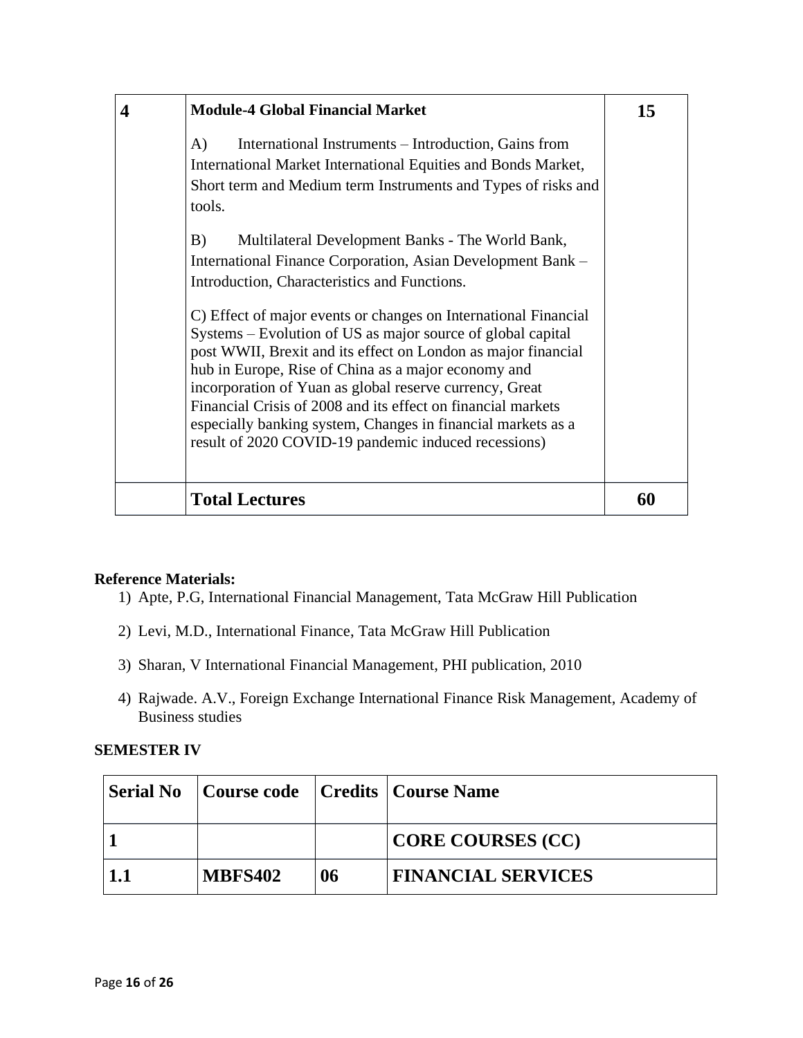| 4 | **Module-4 Global Financial Market**<br><br>A) International Instruments – Introduction, Gains from International Market International Equities and Bonds Market, Short term and Medium term Instruments and Types of risks and tools.<br><br>B) Multilateral Development Banks - The World Bank, International Finance Corporation, Asian Development Bank – Introduction, Characteristics and Functions.<br><br>C) Effect of major events or changes on International Financial Systems – Evolution of US as major source of global capital post WWII, Brexit and its effect on London as major financial hub in Europe, Rise of China as a major economy and incorporation of Yuan as global reserve currency, Great Financial Crisis of 2008 and its effect on financial markets especially banking system, Changes in financial markets as a result of 2020 COVID-19 pandemic induced recessions) | **15** |
|---|---|---|
| | **Total Lectures** | **60** |

**Reference Materials:**

1) Apte, P.G, International Financial Management, Tata McGraw Hill Publication
2) Levi, M.D., International Finance, Tata McGraw Hill Publication
3) Sharan, V International Financial Management, PHI publication, 2010
4) Rajwade. A.V., Foreign Exchange International Finance Risk Management, Academy of Business studies

**SEMESTER IV**

| Serial No | Course code | Credits | Course Name |
|---|---|---|---|
| **1** | | | **CORE COURSES (CC)** |
| **1.1** | **MBFS402** | **06** | **FINANCIAL SERVICES** |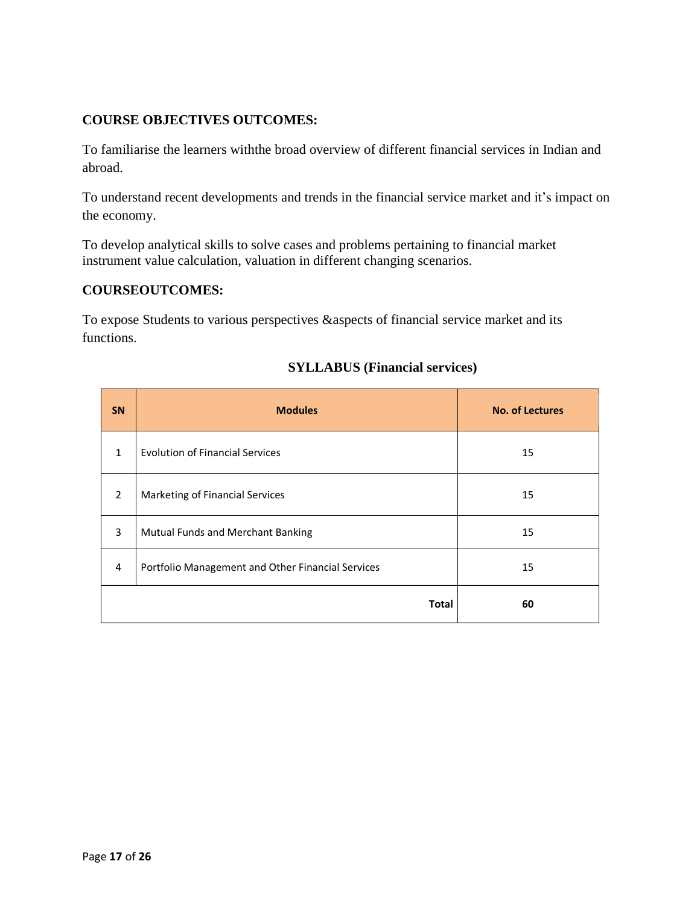**COURSE OBJECTIVES OUTCOMES:**

To familiarise the learners withthe broad overview of different financial services in Indian and abroad.

To understand recent developments and trends in the financial service market and it's impact on the economy.

To develop analytical skills to solve cases and problems pertaining to financial market instrument value calculation, valuation in different changing scenarios.

**COURSEOUTCOMES:**

To expose Students to various perspectives &aspects of financial service market and its functions.

**SYLLABUS (Financial services)**

| SN | Modules | No. of Lectures |
|---|---|---|
| 1 | Evolution of Financial Services | 15 |
| 2 | Marketing of Financial Services | 15 |
| 3 | Mutual Funds and Merchant Banking | 15 |
| 4 | Portfolio Management and Other Financial Services | 15 |
| | **Total** | **60** |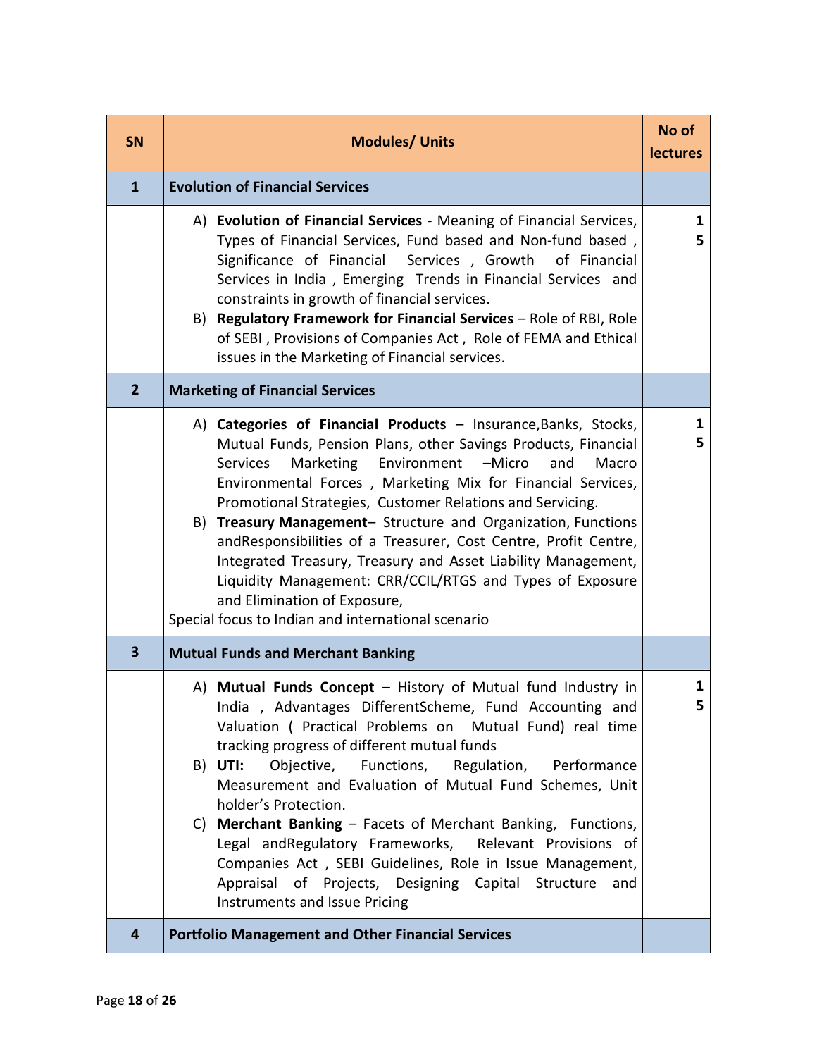| SN | Modules/ Units | No of lectures |
|---|---|---|
| **1** | **Evolution of Financial Services** | |
| | A) **Evolution of Financial Services** - Meaning of Financial Services, Types of Financial Services, Fund based and Non-fund based , Significance of Financial Services , Growth of Financial Services in India , Emerging Trends in Financial Services and constraints in growth of financial services.<br>B) **Regulatory Framework for Financial Services** – Role of RBI, Role of SEBI , Provisions of Companies Act , Role of FEMA and Ethical issues in the Marketing of Financial services. | **15** |
| **2** | **Marketing of Financial Services** | |
| | A) **Categories of Financial Products** – Insurance,Banks, Stocks, Mutual Funds, Pension Plans, other Savings Products, Financial Services Marketing Environment –Micro and Macro Environmental Forces , Marketing Mix for Financial Services, Promotional Strategies, Customer Relations and Servicing.<br>B) **Treasury Management**– Structure and Organization, Functions andResponsibilities of a Treasurer, Cost Centre, Profit Centre, Integrated Treasury, Treasury and Asset Liability Management, Liquidity Management: CRR/CCIL/RTGS and Types of Exposure and Elimination of Exposure,<br>Special focus to Indian and international scenario | **15** |
| **3** | **Mutual Funds and Merchant Banking** | |
| | A) **Mutual Funds Concept** – History of Mutual fund Industry in India , Advantages DifferentScheme, Fund Accounting and Valuation ( Practical Problems on Mutual Fund) real time tracking progress of different mutual funds<br>B) **UTI:** Objective, Functions, Regulation, Performance Measurement and Evaluation of Mutual Fund Schemes, Unit holder's Protection.<br>C) **Merchant Banking** – Facets of Merchant Banking, Functions, Legal andRegulatory Frameworks, Relevant Provisions of Companies Act , SEBI Guidelines, Role in Issue Management, Appraisal of Projects, Designing Capital Structure and Instruments and Issue Pricing | **15** |
| **4** | **Portfolio Management and Other Financial Services** | |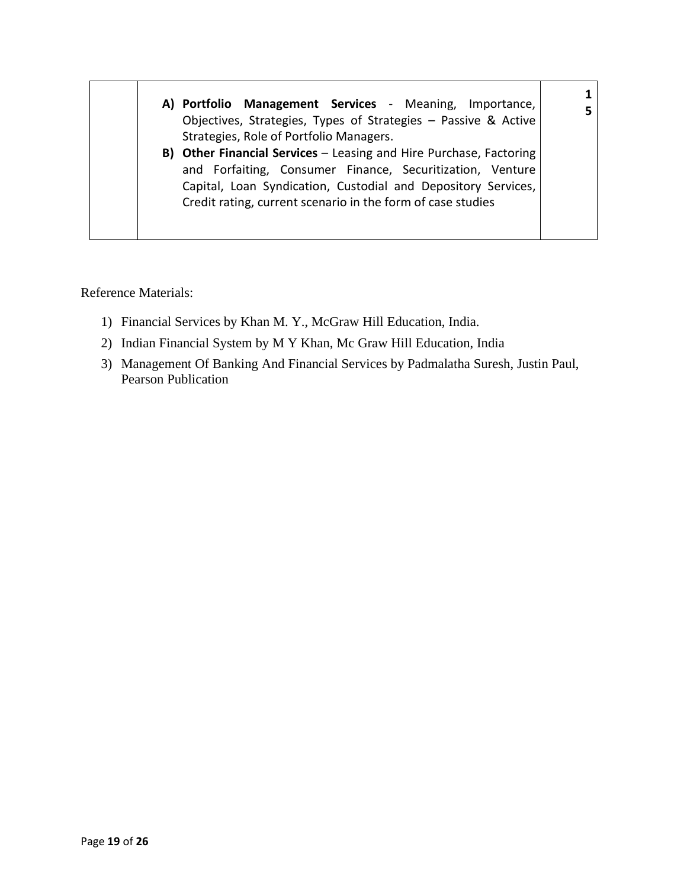|  | **A) Portfolio Management Services** - Meaning, Importance, Objectives, Strategies, Types of Strategies – Passive & Active Strategies, Role of Portfolio Managers.<br>**B) Other Financial Services** – Leasing and Hire Purchase, Factoring and Forfaiting, Consumer Finance, Securitization, Venture Capital, Loan Syndication, Custodial and Depository Services, Credit rating, current scenario in the form of case studies | **15** |
|---|---|---|

Reference Materials:

1) Financial Services by Khan M. Y., McGraw Hill Education, India.
2) Indian Financial System by M Y Khan, Mc Graw Hill Education, India
3) Management Of Banking And Financial Services by Padmalatha Suresh, Justin Paul, Pearson Publication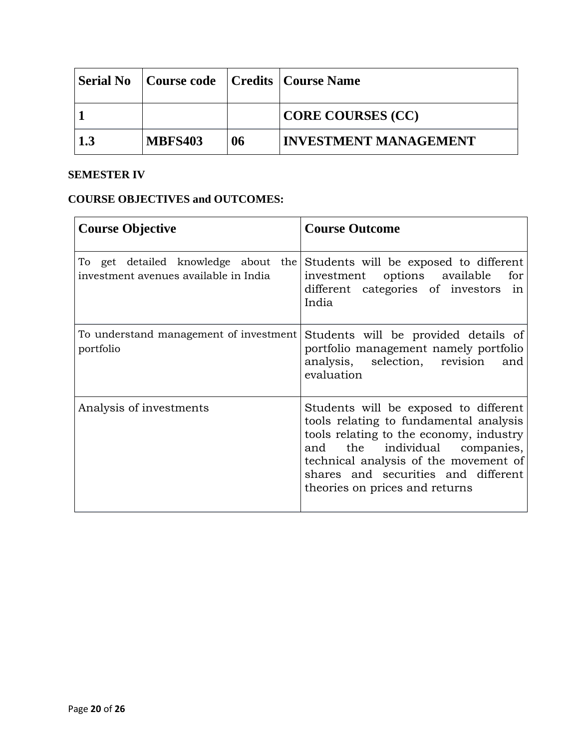| Serial No | Course code | Credits | Course Name |
|---|---|---|---|
| **1** | | | **CORE COURSES (CC)** |
| **1.3** | **MBFS403** | **06** | **INVESTMENT MANAGEMENT** |

**SEMESTER IV**

**COURSE OBJECTIVES and OUTCOMES:**

| Course Objective | Course Outcome |
|---|---|
| To get detailed knowledge about the investment avenues available in India | Students will be exposed to different investment options available for different categories of investors in India |
| To understand management of investment portfolio | Students will be provided details of portfolio management namely portfolio analysis, selection, revision and evaluation |
| Analysis of investments | Students will be exposed to different tools relating to fundamental analysis tools relating to the economy, industry and the individual companies, technical analysis of the movement of shares and securities and different theories on prices and returns |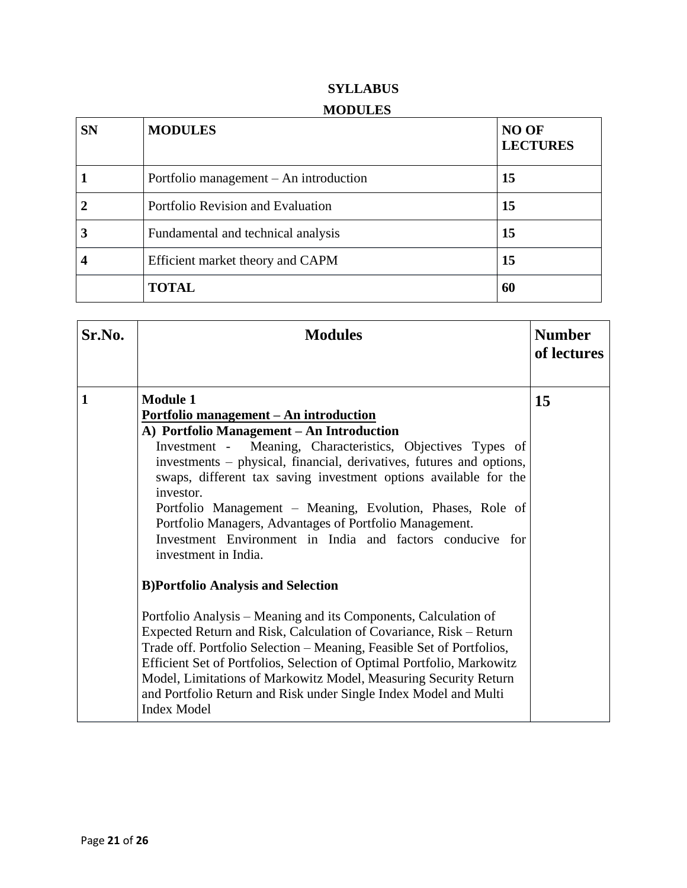**SYLLABUS**

**MODULES**

| SN | MODULES | NO OF LECTURES |
|---|---|---|
| 1 | Portfolio management – An introduction | 15 |
| 2 | Portfolio Revision and Evaluation | 15 |
| 3 | Fundamental and technical analysis | 15 |
| 4 | Efficient market theory and CAPM | 15 |
| | **TOTAL** | **60** |

| Sr.No. | Modules | Number of lectures |
|---|---|---|
| 1 | **Module 1**<br>**Portfolio management – An introduction**<br>**A) Portfolio Management – An Introduction**<br>Investment - Meaning, Characteristics, Objectives Types of investments – physical, financial, derivatives, futures and options, swaps, different tax saving investment options available for the investor.<br>Portfolio Management – Meaning, Evolution, Phases, Role of Portfolio Managers, Advantages of Portfolio Management.<br>Investment Environment in India and factors conducive for investment in India.<br><br>**B)Portfolio Analysis and Selection**<br><br>Portfolio Analysis – Meaning and its Components, Calculation of Expected Return and Risk, Calculation of Covariance, Risk – Return Trade off. Portfolio Selection – Meaning, Feasible Set of Portfolios, Efficient Set of Portfolios, Selection of Optimal Portfolio, Markowitz Model, Limitations of Markowitz Model, Measuring Security Return and Portfolio Return and Risk under Single Index Model and Multi Index Model | 15 |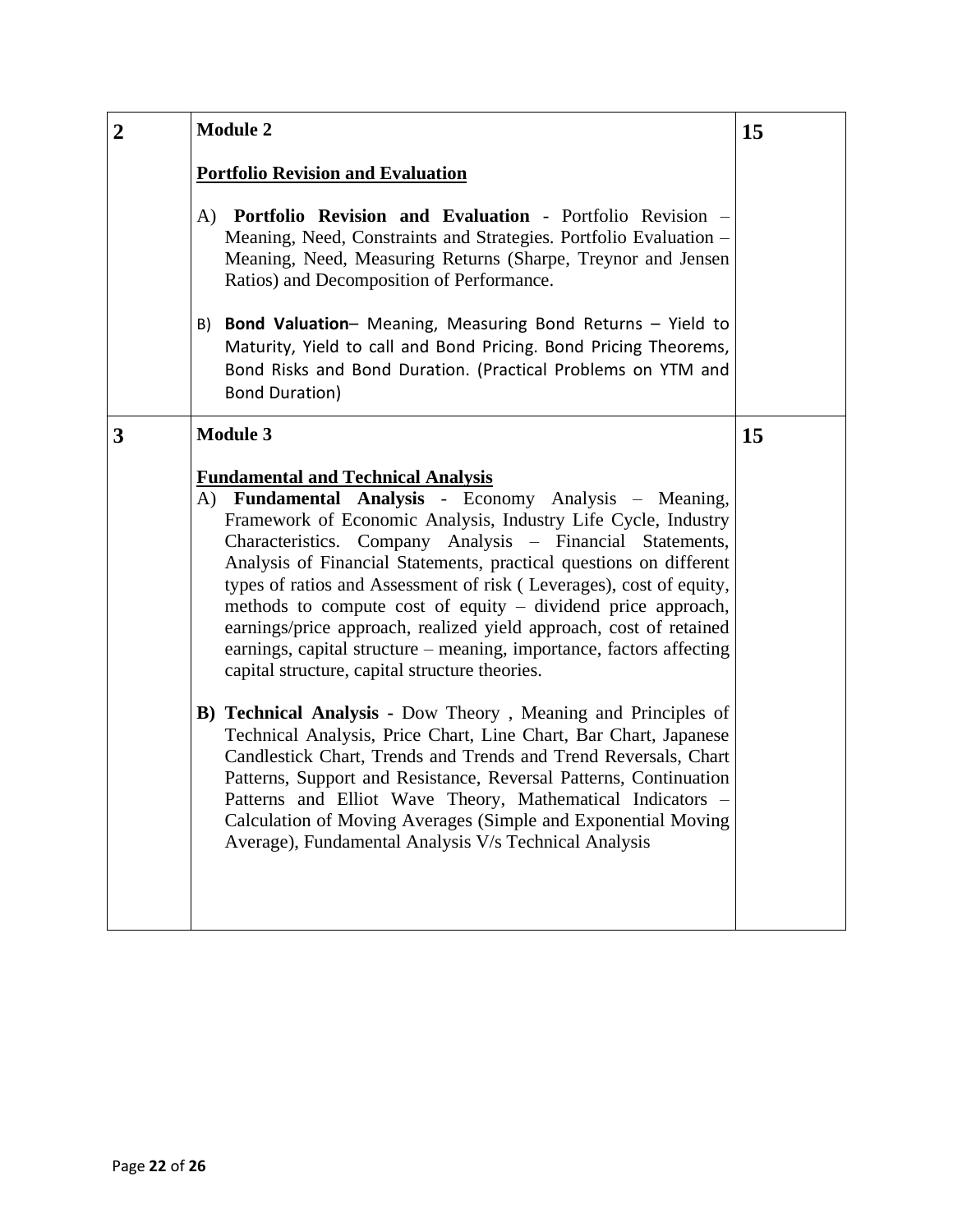| | | |
|---|---|---|
| **2** | **Module 2**<br><br>**<u>Portfolio Revision and Evaluation</u>**<br><br>A) **Portfolio Revision and Evaluation** - Portfolio Revision – Meaning, Need, Constraints and Strategies. Portfolio Evaluation – Meaning, Need, Measuring Returns (Sharpe, Treynor and Jensen Ratios) and Decomposition of Performance.<br><br>B) **Bond Valuation**– Meaning, Measuring Bond Returns – Yield to Maturity, Yield to call and Bond Pricing. Bond Pricing Theorems, Bond Risks and Bond Duration. (Practical Problems on YTM and Bond Duration) | **15** |
| **3** | **Module 3**<br><br>**<u>Fundamental and Technical Analysis</u>**<br>A) **Fundamental Analysis** - Economy Analysis – Meaning, Framework of Economic Analysis, Industry Life Cycle, Industry Characteristics. Company Analysis – Financial Statements, Analysis of Financial Statements, practical questions on different types of ratios and Assessment of risk ( Leverages), cost of equity, methods to compute cost of equity – dividend price approach, earnings/price approach, realized yield approach, cost of retained earnings, capital structure – meaning, importance, factors affecting capital structure, capital structure theories.<br><br>**B) Technical Analysis -** Dow Theory , Meaning and Principles of Technical Analysis, Price Chart, Line Chart, Bar Chart, Japanese Candlestick Chart, Trends and Trends and Trend Reversals, Chart Patterns, Support and Resistance, Reversal Patterns, Continuation Patterns and Elliot Wave Theory, Mathematical Indicators – Calculation of Moving Averages (Simple and Exponential Moving Average), Fundamental Analysis V/s Technical Analysis | **15** |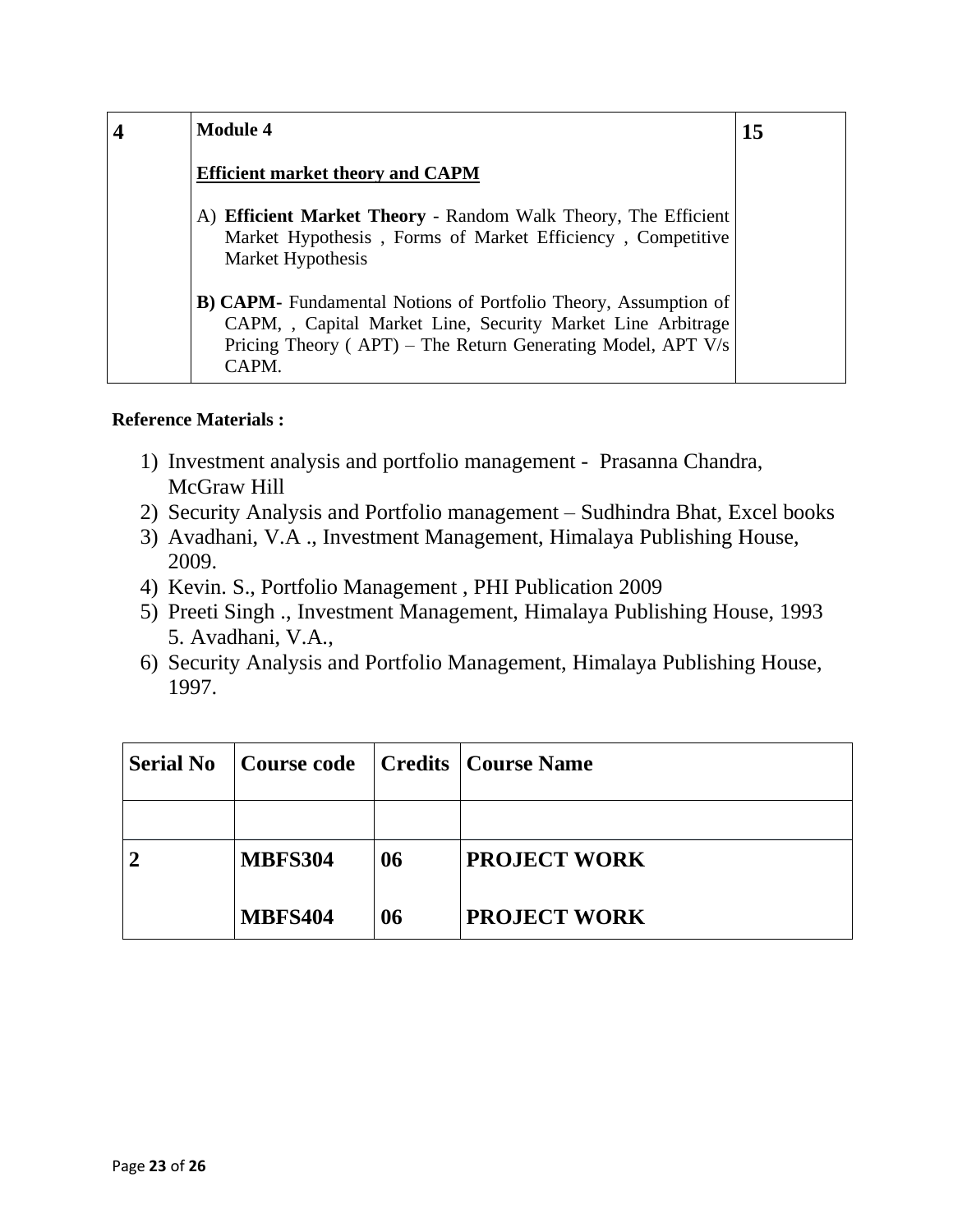| 4 | **Module 4**<br><br>**Efficient market theory and CAPM**<br><br>A) **Efficient Market Theory** - Random Walk Theory, The Efficient Market Hypothesis , Forms of Market Efficiency , Competitive Market Hypothesis<br><br>**B) CAPM-** Fundamental Notions of Portfolio Theory, Assumption of CAPM, , Capital Market Line, Security Market Line Arbitrage Pricing Theory ( APT) – The Return Generating Model, APT V/s CAPM. | **15** |
|---|---|---|

**Reference Materials :**

1) Investment analysis and portfolio management - Prasanna Chandra, McGraw Hill
2) Security Analysis and Portfolio management – Sudhindra Bhat, Excel books
3) Avadhani, V.A ., Investment Management, Himalaya Publishing House, 2009.
4) Kevin. S., Portfolio Management , PHI Publication 2009
5) Preeti Singh ., Investment Management, Himalaya Publishing House, 1993 5. Avadhani, V.A.,
6) Security Analysis and Portfolio Management, Himalaya Publishing House, 1997.

| Serial No | Course code | Credits | Course Name |
|---|---|---|---|
| | | | |
| **2** | **MBFS304** | **06** | **PROJECT WORK** |
| | **MBFS404** | **06** | **PROJECT WORK** |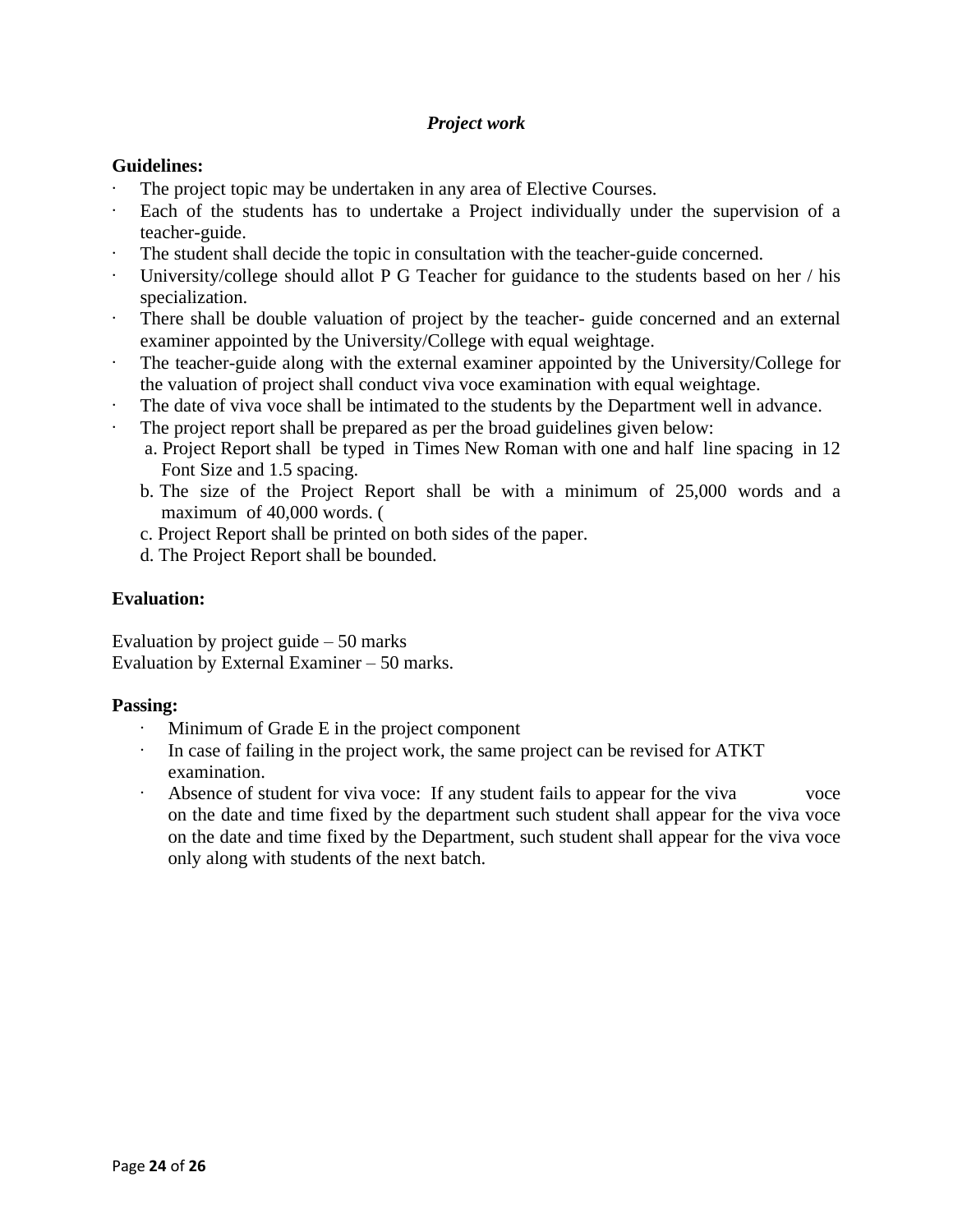***Project work***

**Guidelines:**

- The project topic may be undertaken in any area of Elective Courses.
- Each of the students has to undertake a Project individually under the supervision of a teacher-guide.
- The student shall decide the topic in consultation with the teacher-guide concerned.
- University/college should allot P G Teacher for guidance to the students based on her / his specialization.
- There shall be double valuation of project by the teacher- guide concerned and an external examiner appointed by the University/College with equal weightage.
- The teacher-guide along with the external examiner appointed by the University/College for the valuation of project shall conduct viva voce examination with equal weightage.
- The date of viva voce shall be intimated to the students by the Department well in advance.
- The project report shall be prepared as per the broad guidelines given below:
  a. Project Report shall be typed in Times New Roman with one and half line spacing in 12 Font Size and 1.5 spacing.
  b. The size of the Project Report shall be with a minimum of 25,000 words and a maximum of 40,000 words. (
  c. Project Report shall be printed on both sides of the paper.
  d. The Project Report shall be bounded.

**Evaluation:**

Evaluation by project guide – 50 marks
Evaluation by External Examiner – 50 marks.

**Passing:**

- Minimum of Grade E in the project component
- In case of failing in the project work, the same project can be revised for ATKT examination.
- Absence of student for viva voce: If any student fails to appear for the viva voce on the date and time fixed by the department such student shall appear for the viva voce on the date and time fixed by the Department, such student shall appear for the viva voce only along with students of the next batch.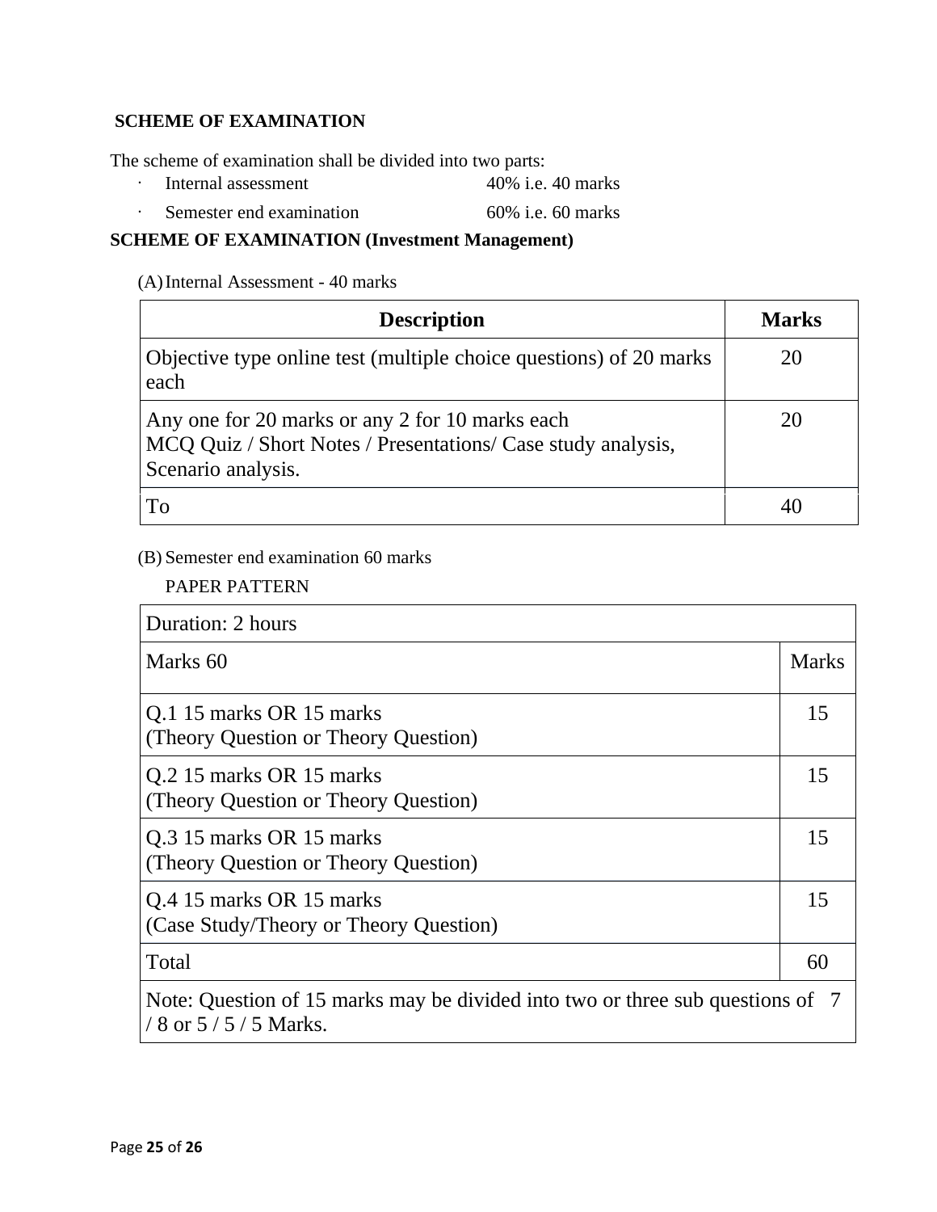**SCHEME OF EXAMINATION**

The scheme of examination shall be divided into two parts:

- Internal assessment 40% i.e. 40 marks
- Semester end examination 60% i.e. 60 marks

**SCHEME OF EXAMINATION (Investment Management)**

(A) Internal Assessment - 40 marks

| Description | Marks |
|---|---|
| Objective type online test (multiple choice questions) of 20 marks each | 20 |
| Any one for 20 marks or any 2 for 10 marks each<br>MCQ Quiz / Short Notes / Presentations/ Case study analysis, Scenario analysis. | 20 |
| To | 40 |

(B) Semester end examination 60 marks

PAPER PATTERN

| Duration: 2 hours | |
|---|---|
| Marks 60 | Marks |
| Q.1 15 marks OR 15 marks<br>(Theory Question or Theory Question) | 15 |
| Q.2 15 marks OR 15 marks<br>(Theory Question or Theory Question) | 15 |
| Q.3 15 marks OR 15 marks<br>(Theory Question or Theory Question) | 15 |
| Q.4 15 marks OR 15 marks<br>(Case Study/Theory or Theory Question) | 15 |
| Total | 60 |
| Note: Question of 15 marks may be divided into two or three sub questions of 7 / 8 or 5 / 5 / 5 Marks. | |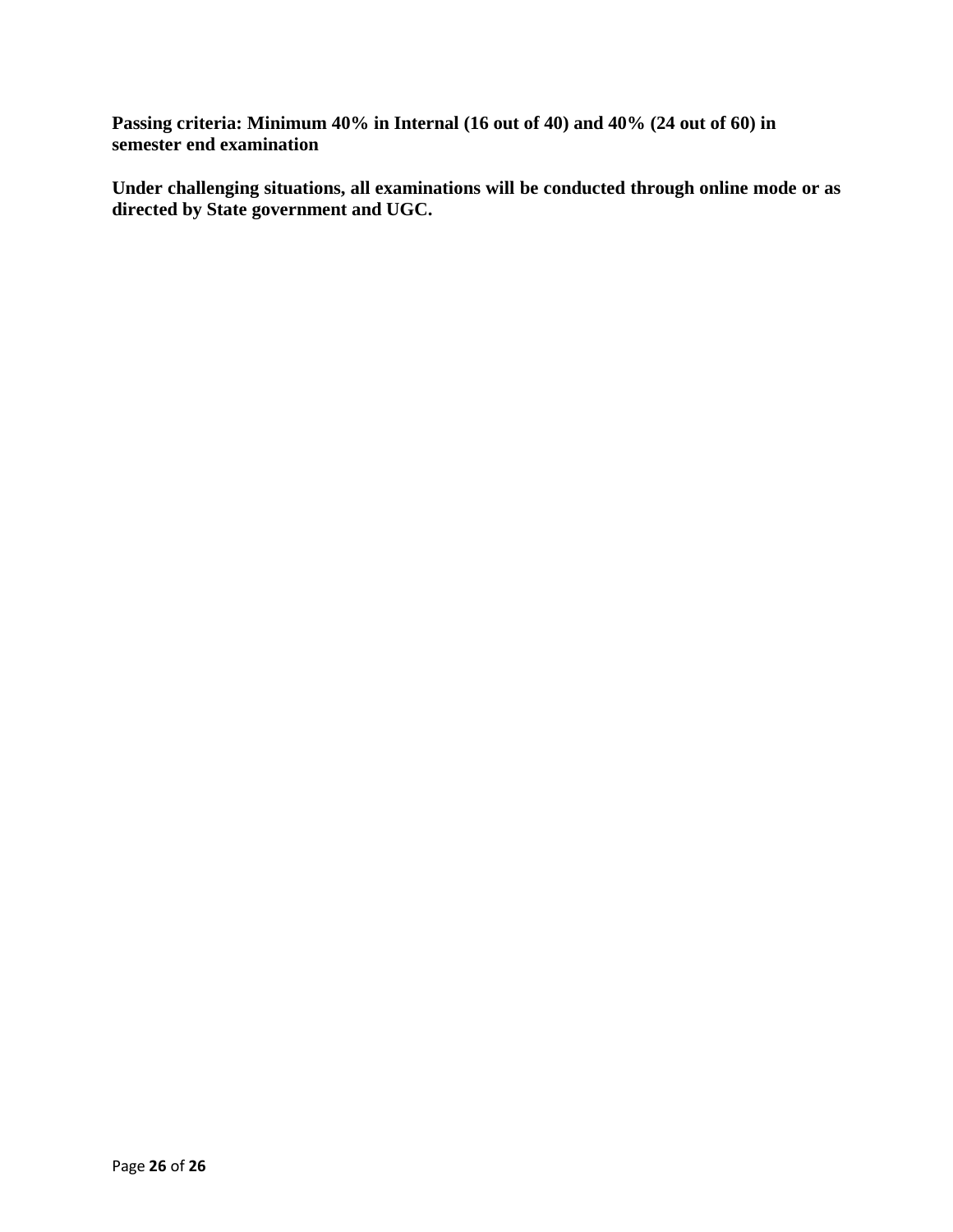**Passing criteria: Minimum 40% in Internal (16 out of 40) and 40% (24 out of 60) in semester end examination**

**Under challenging situations, all examinations will be conducted through online mode or as directed by State government and UGC.**